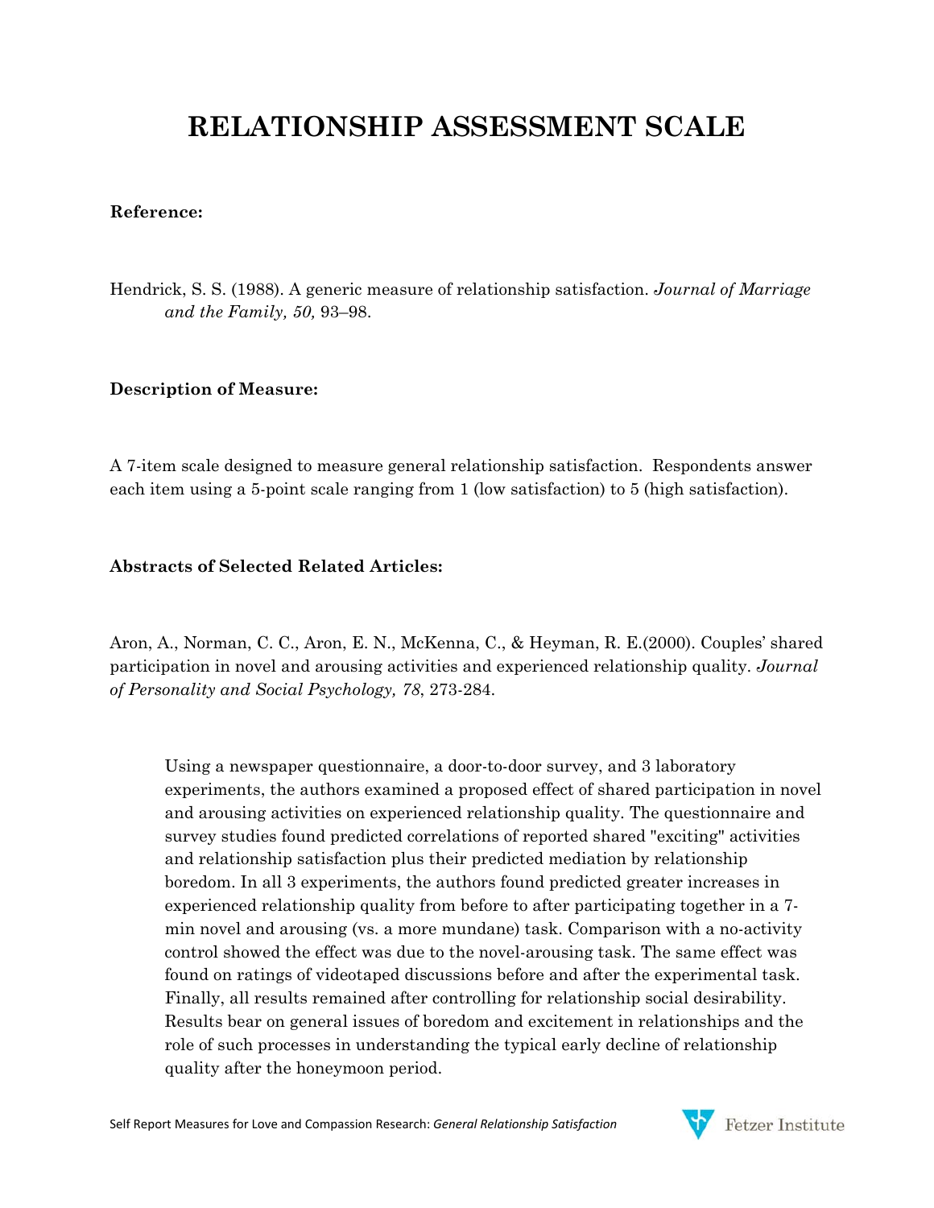# RELATIONSHIP ASSESSMENT SCALE

**Reference:**

Hendrick, S. S. (1988). A generic measure of relationship satisfaction. *Journal of Marriage and the Family, 50,* 93–98.

**Description of Measure:**

A 7-item scale designed to measure general relationship satisfaction. Respondents answer each item using a 5-point scale ranging from 1 (low satisfaction) to 5 (high satisfaction).

**Abstracts of Selected Related Articles:**

Aron, A., Norman, C. C., Aron, E. N., McKenna, C., & Heyman, R. E.(2000). Couples' shared participation in novel and arousing activities and experienced relationship quality. *Journal of Personality and Social Psychology, 78*, 273-284.

> Using a newspaper questionnaire, a door-to-door survey, and 3 laboratory experiments, the authors examined a proposed effect of shared participation in novel and arousing activities on experienced relationship quality. The questionnaire and survey studies found predicted correlations of reported shared "exciting" activities and relationship satisfaction plus their predicted mediation by relationship boredom. In all 3 experiments, the authors found predicted greater increases in experienced relationship quality from before to after participating together in a 7-min novel and arousing (vs. a more mundane) task. Comparison with a no-activity control showed the effect was due to the novel-arousing task. The same effect was found on ratings of videotaped discussions before and after the experimental task. Finally, all results remained after controlling for relationship social desirability. Results bear on general issues of boredom and excitement in relationships and the role of such processes in understanding the typical early decline of relationship quality after the honeymoon period.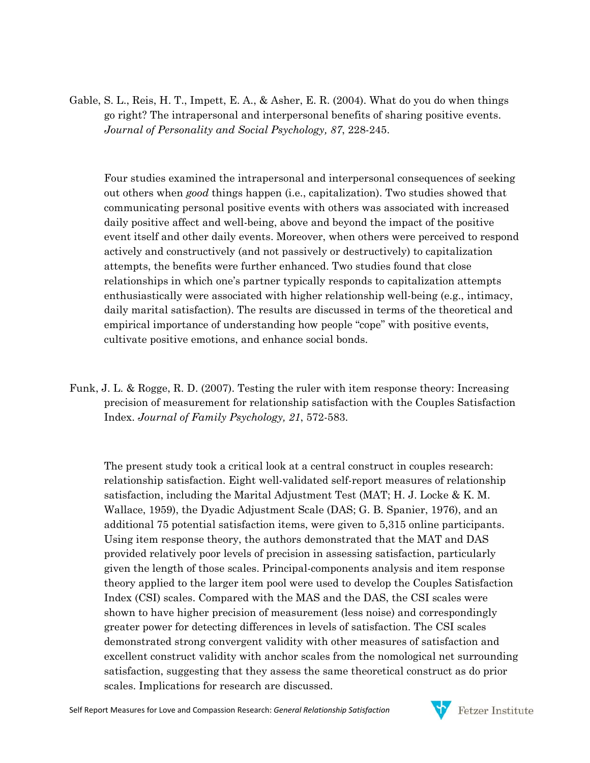Gable, S. L., Reis, H. T., Impett, E. A., & Asher, E. R. (2004). What do you do when things go right? The intrapersonal and interpersonal benefits of sharing positive events. *Journal of Personality and Social Psychology, 87*, 228-245.

Four studies examined the intrapersonal and interpersonal consequences of seeking out others when *good* things happen (i.e., capitalization). Two studies showed that communicating personal positive events with others was associated with increased daily positive affect and well-being, above and beyond the impact of the positive event itself and other daily events. Moreover, when others were perceived to respond actively and constructively (and not passively or destructively) to capitalization attempts, the benefits were further enhanced. Two studies found that close relationships in which one's partner typically responds to capitalization attempts enthusiastically were associated with higher relationship well-being (e.g., intimacy, daily marital satisfaction). The results are discussed in terms of the theoretical and empirical importance of understanding how people "cope" with positive events, cultivate positive emotions, and enhance social bonds.

Funk, J. L. & Rogge, R. D. (2007). Testing the ruler with item response theory: Increasing precision of measurement for relationship satisfaction with the Couples Satisfaction Index. *Journal of Family Psychology, 21*, 572-583.

The present study took a critical look at a central construct in couples research: relationship satisfaction. Eight well-validated self-report measures of relationship satisfaction, including the Marital Adjustment Test (MAT; H. J. Locke & K. M. Wallace, 1959), the Dyadic Adjustment Scale (DAS; G. B. Spanier, 1976), and an additional 75 potential satisfaction items, were given to 5,315 online participants. Using item response theory, the authors demonstrated that the MAT and DAS provided relatively poor levels of precision in assessing satisfaction, particularly given the length of those scales. Principal-components analysis and item response theory applied to the larger item pool were used to develop the Couples Satisfaction Index (CSI) scales. Compared with the MAS and the DAS, the CSI scales were shown to have higher precision of measurement (less noise) and correspondingly greater power for detecting differences in levels of satisfaction. The CSI scales demonstrated strong convergent validity with other measures of satisfaction and excellent construct validity with anchor scales from the nomological net surrounding satisfaction, suggesting that they assess the same theoretical construct as do prior scales. Implications for research are discussed.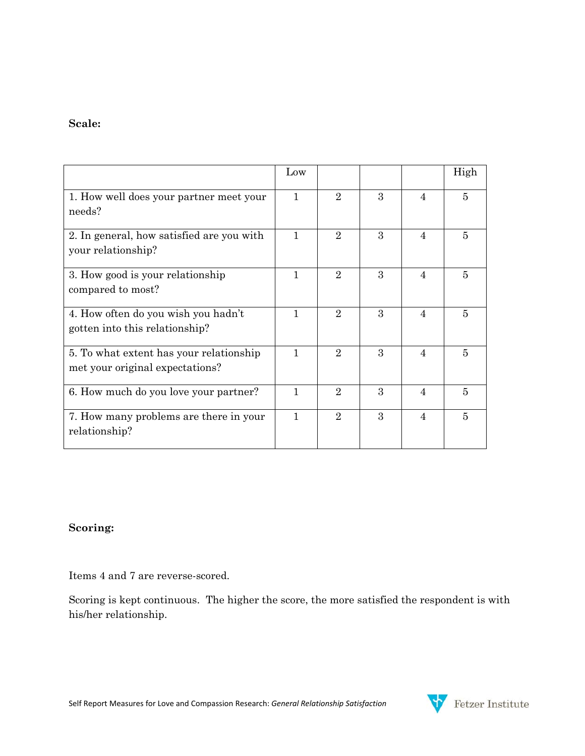**Scale:**

| | Low | | | | High |
|---|---|---|---|---|---|
| 1. How well does your partner meet your needs? | 1 | 2 | 3 | 4 | 5 |
| 2. In general, how satisfied are you with your relationship? | 1 | 2 | 3 | 4 | 5 |
| 3. How good is your relationship compared to most? | 1 | 2 | 3 | 4 | 5 |
| 4. How often do you wish you hadn't gotten into this relationship? | 1 | 2 | 3 | 4 | 5 |
| 5. To what extent has your relationship met your original expectations? | 1 | 2 | 3 | 4 | 5 |
| 6. How much do you love your partner? | 1 | 2 | 3 | 4 | 5 |
| 7. How many problems are there in your relationship? | 1 | 2 | 3 | 4 | 5 |

**Scoring:**

Items 4 and 7 are reverse-scored.

Scoring is kept continuous. The higher the score, the more satisfied the respondent is with his/her relationship.